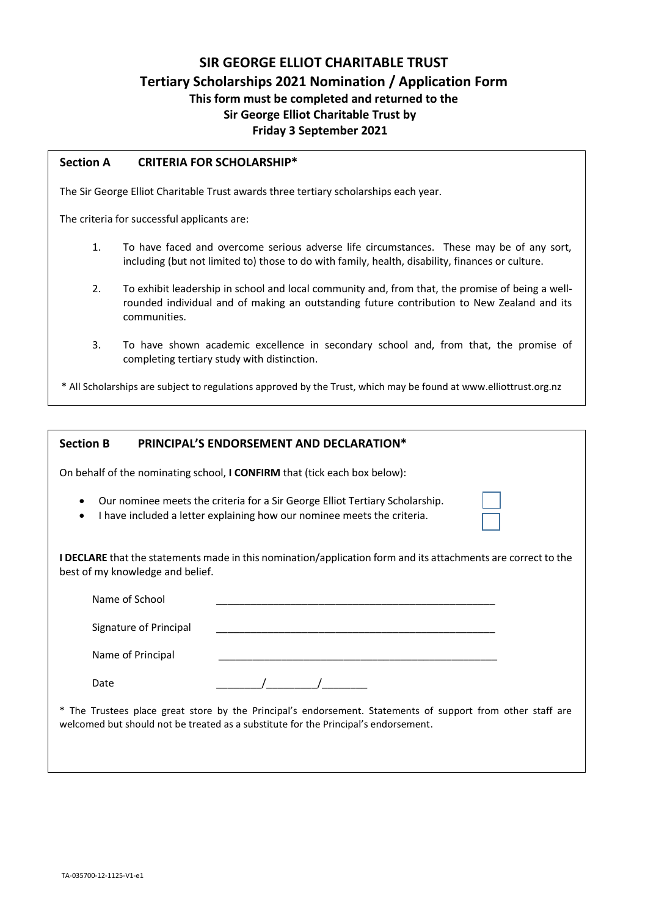# SIR GEORGE ELLIOT CHARITABLE TRUST

## Tertiary Scholarships 2021 Nomination / Application Form

**This form must be completed and returned to the Sir George Elliot Charitable Trust by Friday 3 September 2021**

## Section A CRITERIA FOR SCHOLARSHIP*

The Sir George Elliot Charitable Trust awards three tertiary scholarships each year.

The criteria for successful applicants are:

1. To have faced and overcome serious adverse life circumstances. These may be of any sort, including (but not limited to) those to do with family, health, disability, finances or culture.

2. To exhibit leadership in school and local community and, from that, the promise of being a well-rounded individual and of making an outstanding future contribution to New Zealand and its communities.

3. To have shown academic excellence in secondary school and, from that, the promise of completing tertiary study with distinction.

\* All Scholarships are subject to regulations approved by the Trust, which may be found at www.elliottrust.org.nz

## Section B PRINCIPAL'S ENDORSEMENT AND DECLARATION*

On behalf of the nominating school, **I CONFIRM** that (tick each box below):

- Our nominee meets the criteria for a Sir George Elliot Tertiary Scholarship. ☐
- I have included a letter explaining how our nominee meets the criteria. ☐

**I DECLARE** that the statements made in this nomination/application form and its attachments are correct to the best of my knowledge and belief.

Name of School \_\_\_\_\_\_\_\_\_\_\_\_\_\_\_\_\_\_\_\_\_\_\_\_\_\_\_\_\_\_\_\_\_\_\_\_\_\_\_\_\_\_\_\_\_\_

Signature of Principal \_\_\_\_\_\_\_\_\_\_\_\_\_\_\_\_\_\_\_\_\_\_\_\_\_\_\_\_\_\_\_\_\_\_\_\_\_\_\_\_\_\_\_\_\_\_

Name of Principal \_\_\_\_\_\_\_\_\_\_\_\_\_\_\_\_\_\_\_\_\_\_\_\_\_\_\_\_\_\_\_\_\_\_\_\_\_\_\_\_\_\_\_\_\_\_

Date \_\_\_\_\_\_\_\_/\_\_\_\_\_\_\_\_\_/\_\_\_\_\_\_\_\_

\* The Trustees place great store by the Principal's endorsement. Statements of support from other staff are welcomed but should not be treated as a substitute for the Principal's endorsement.

TA-035700-12-1125-V1-e1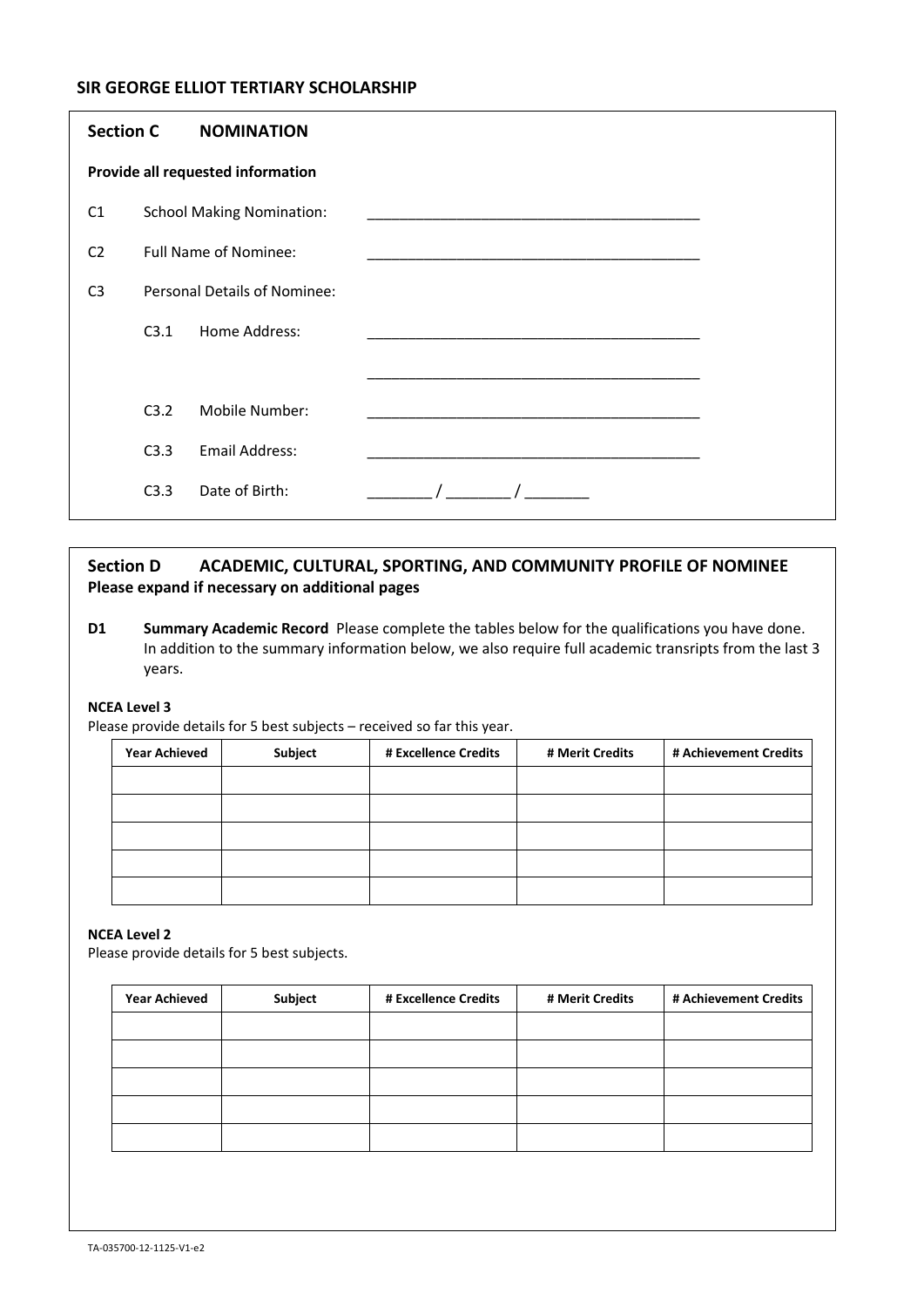## SIR GEORGE ELLIOT TERTIARY SCHOLARSHIP

### Section C NOMINATION

**Provide all requested information**

C1 School Making Nomination: ________________________________________

C2 Full Name of Nominee: ________________________________________

C3 Personal Details of Nominee:

C3.1 Home Address: ________________________________________

________________________________________

C3.2 Mobile Number: ________________________________________

C3.3 Email Address: ________________________________________

C3.3 Date of Birth: ________ / ________ / ________

### Section D ACADEMIC, CULTURAL, SPORTING, AND COMMUNITY PROFILE OF NOMINEE

**Please expand if necessary on additional pages**

**D1 Summary Academic Record** Please complete the tables below for the qualifications you have done. In addition to the summary information below, we also require full academic transripts from the last 3 years.

**NCEA Level 3**

Please provide details for 5 best subjects – received so far this year.

| Year Achieved | Subject | # Excellence Credits | # Merit Credits | # Achievement Credits |
|---|---|---|---|---|
| | | | | |
| | | | | |
| | | | | |
| | | | | |
| | | | | |

**NCEA Level 2**

Please provide details for 5 best subjects.

| Year Achieved | Subject | # Excellence Credits | # Merit Credits | # Achievement Credits |
|---|---|---|---|---|
| | | | | |
| | | | | |
| | | | | |
| | | | | |
| | | | | |

TA-035700-12-1125-V1-e2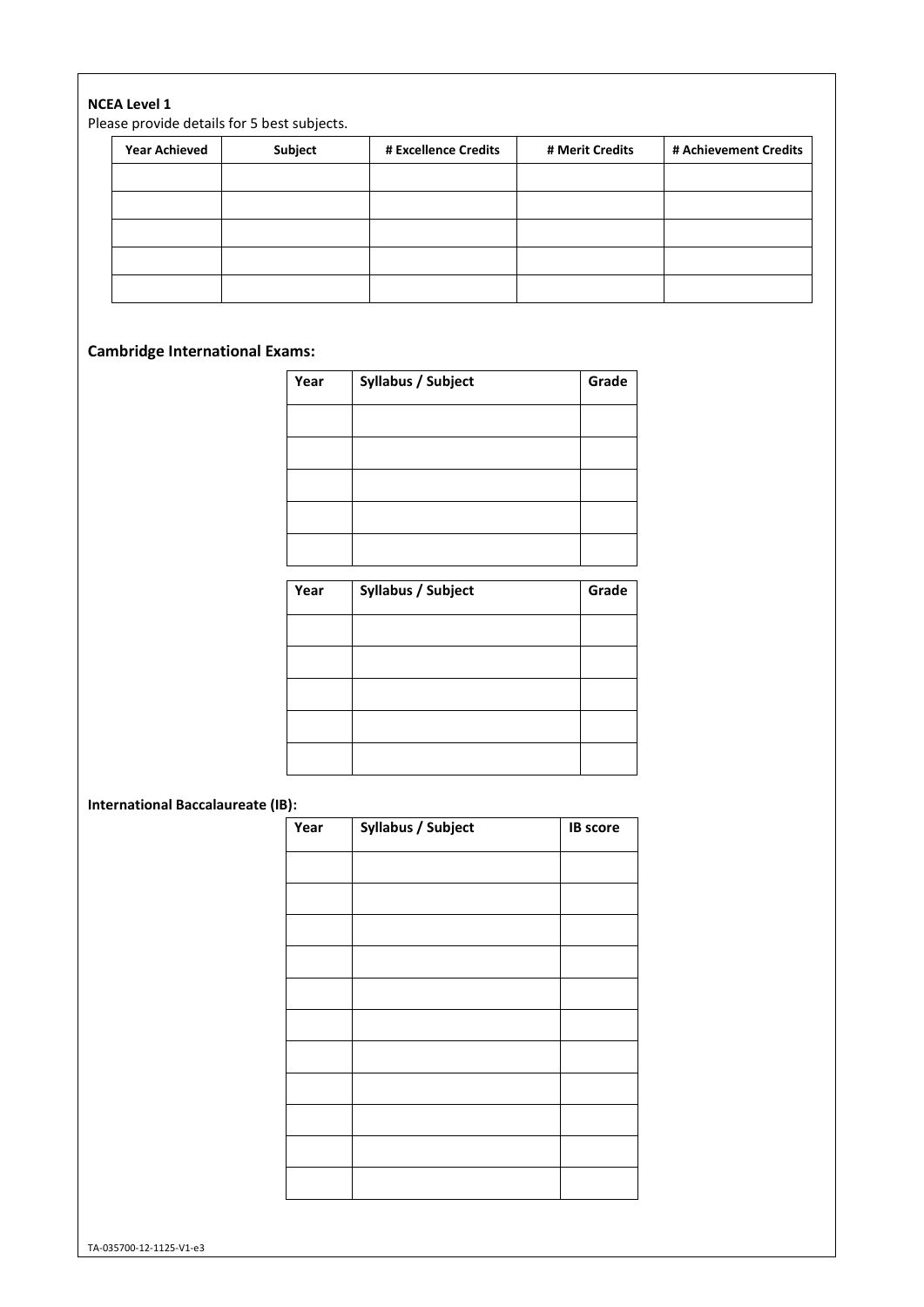**NCEA Level 1**

Please provide details for 5 best subjects.

| Year Achieved | Subject | # Excellence Credits | # Merit Credits | # Achievement Credits |
|---|---|---|---|---|
| | | | | |
| | | | | |
| | | | | |
| | | | | |
| | | | | |

## Cambridge International Exams:

| Year | Syllabus / Subject | Grade |
|---|---|---|
| | | |
| | | |
| | | |
| | | |
| | | |

| Year | Syllabus / Subject | Grade |
|---|---|---|
| | | |
| | | |
| | | |
| | | |
| | | |

**International Baccalaureate (IB):**

| Year | Syllabus / Subject | IB score |
|---|---|---|
| | | |
| | | |
| | | |
| | | |
| | | |
| | | |
| | | |
| | | |
| | | |
| | | |
| | | |

TA-035700-12-1125-V1-e3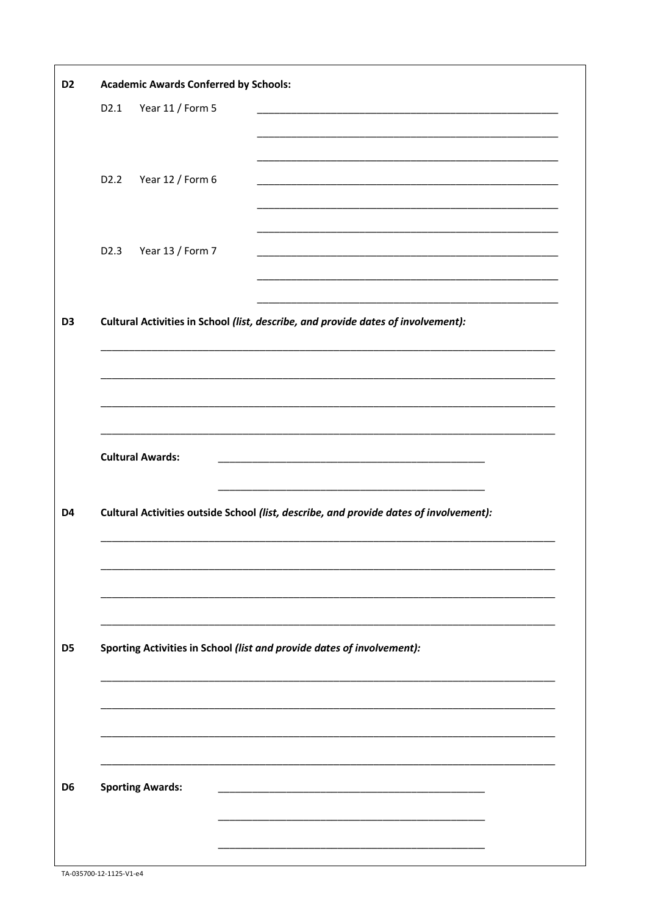**D2 Academic Awards Conferred by Schools:**

D2.1 Year 11 / Form 5 ______________________________________________

______________________________________________

______________________________________________

D2.2 Year 12 / Form 6 ______________________________________________

______________________________________________

______________________________________________

D2.3 Year 13 / Form 7 ______________________________________________

______________________________________________

______________________________________________

**D3 Cultural Activities in School** ***(list, describe, and provide dates of involvement):***

______________________________________________________________________

______________________________________________________________________

______________________________________________________________________

______________________________________________________________________

**Cultural Awards:** ______________________________________________

______________________________________________

**D4 Cultural Activities outside School** ***(list, describe, and provide dates of involvement):***

______________________________________________________________________

______________________________________________________________________

______________________________________________________________________

______________________________________________________________________

**D5 Sporting Activities in School** ***(list and provide dates of involvement):***

______________________________________________________________________

______________________________________________________________________

______________________________________________________________________

______________________________________________________________________

**D6 Sporting Awards:** ______________________________________________

______________________________________________

______________________________________________

TA-035700-12-1125-V1-e4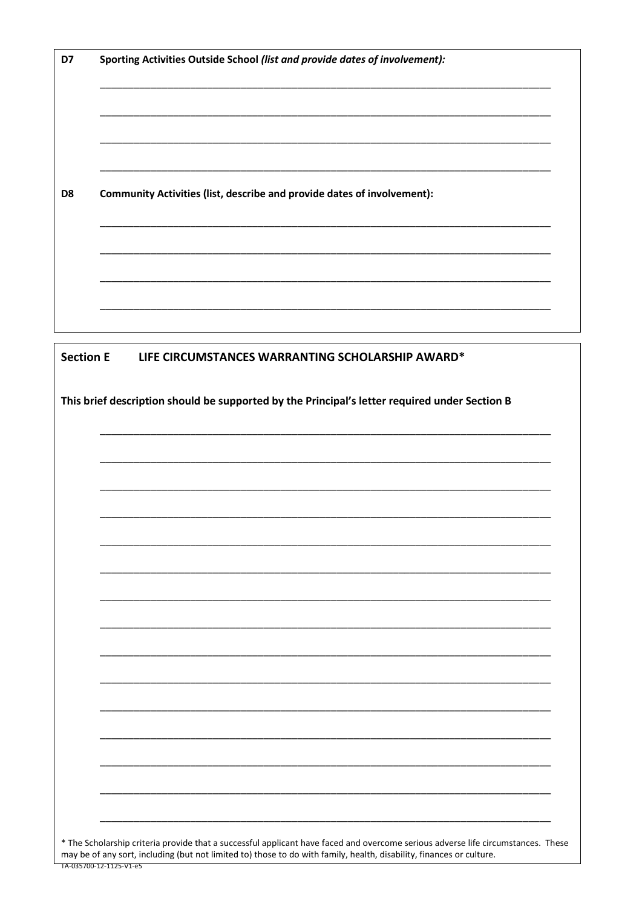**D7 Sporting Activities Outside School** ***(list and provide dates of involvement):***

_______________________________________________________________________________

_______________________________________________________________________________

_______________________________________________________________________________

_______________________________________________________________________________

**D8 Community Activities (list, describe and provide dates of involvement):**

_______________________________________________________________________________

_______________________________________________________________________________

_______________________________________________________________________________

_______________________________________________________________________________

## Section E LIFE CIRCUMSTANCES WARRANTING SCHOLARSHIP AWARD*

**This brief description should be supported by the Principal's letter required under Section B**

_______________________________________________________________________________

_______________________________________________________________________________

_______________________________________________________________________________

_______________________________________________________________________________

_______________________________________________________________________________

_______________________________________________________________________________

_______________________________________________________________________________

_______________________________________________________________________________

_______________________________________________________________________________

_______________________________________________________________________________

_______________________________________________________________________________

_______________________________________________________________________________

_______________________________________________________________________________

_______________________________________________________________________________

_______________________________________________________________________________

* The Scholarship criteria provide that a successful applicant have faced and overcome serious adverse life circumstances. These may be of any sort, including (but not limited to) those to do with family, health, disability, finances or culture.

TA-035700-12-1125-V1-e5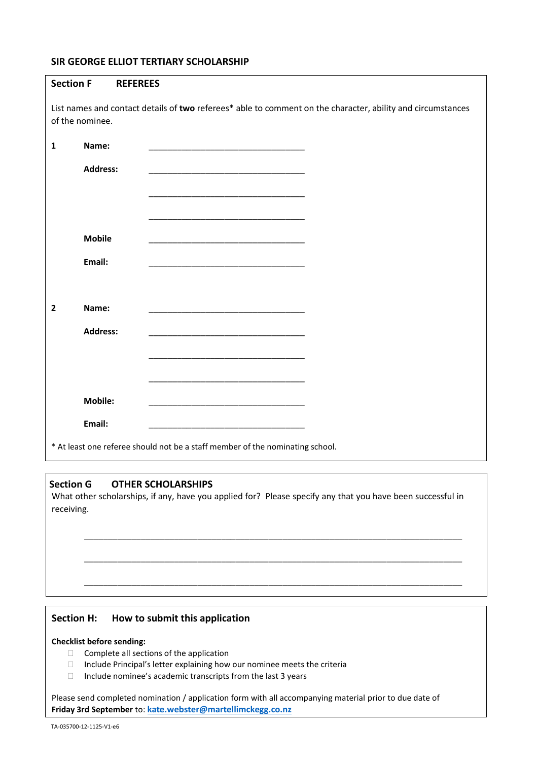**SIR GEORGE ELLIOT TERTIARY SCHOLARSHIP**

## Section F REFEREES

List names and contact details of **two** referees* able to comment on the character, ability and circumstances of the nominee.

**1** **Name:** ___________________________________

**Address:** ___________________________________

___________________________________

___________________________________

**Mobile** ___________________________________

**Email:** ___________________________________

**2** **Name:** ___________________________________

**Address:** ___________________________________

___________________________________

___________________________________

**Mobile:** ___________________________________

**Email:** ___________________________________

* At least one referee should not be a staff member of the nominating school.

## Section G OTHER SCHOLARSHIPS

What other scholarships, if any, have you applied for? Please specify any that you have been successful in receiving.

_____________________________________________________________________________________

_____________________________________________________________________________________

_____________________________________________________________________________________

## Section H: How to submit this application

**Checklist before sending:**

- ☐ Complete all sections of the application
- ☐ Include Principal's letter explaining how our nominee meets the criteria
- ☐ Include nominee's academic transcripts from the last 3 years

Please send completed nomination / application form with all accompanying material prior to due date of **Friday 3rd September** to: **kate.webster@martellimckegg.co.nz**

TA-035700-12-1125-V1-e6